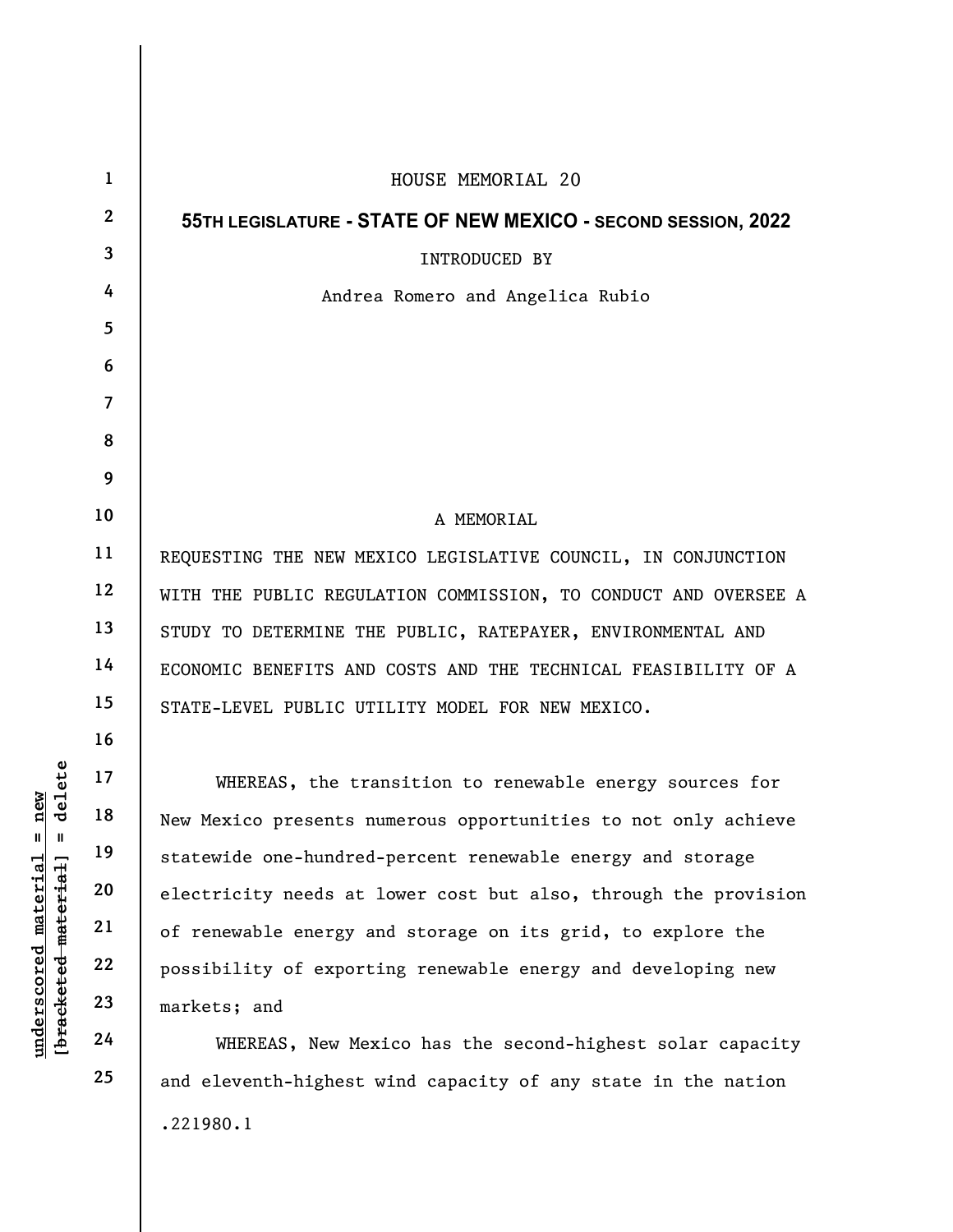HOUSE MEMORIAL 20

**55TH LEGISLATURE - STATE OF NEW MEXICO - SECOND SESSION, 2022**

INTRODUCED BY

Andrea Romero and Angelica Rubio

A MEMORIAL

REQUESTING THE NEW MEXICO LEGISLATIVE COUNCIL, IN CONJUNCTION WITH THE PUBLIC REGULATION COMMISSION, TO CONDUCT AND OVERSEE A STUDY TO DETERMINE THE PUBLIC, RATEPAYER, ENVIRONMENTAL AND ECONOMIC BENEFITS AND COSTS AND THE TECHNICAL FEASIBILITY OF A STATE-LEVEL PUBLIC UTILITY MODEL FOR NEW MEXICO.

WHEREAS, the transition to renewable energy sources for New Mexico presents numerous opportunities to not only achieve statewide one-hundred-percent renewable energy and storage electricity needs at lower cost but also, through the provision of renewable energy and storage on its grid, to explore the possibility of exporting renewable energy and developing new markets; and

WHEREAS, New Mexico has the second-highest solar capacity and eleventh-highest wind capacity of any state in the nation

.221980.1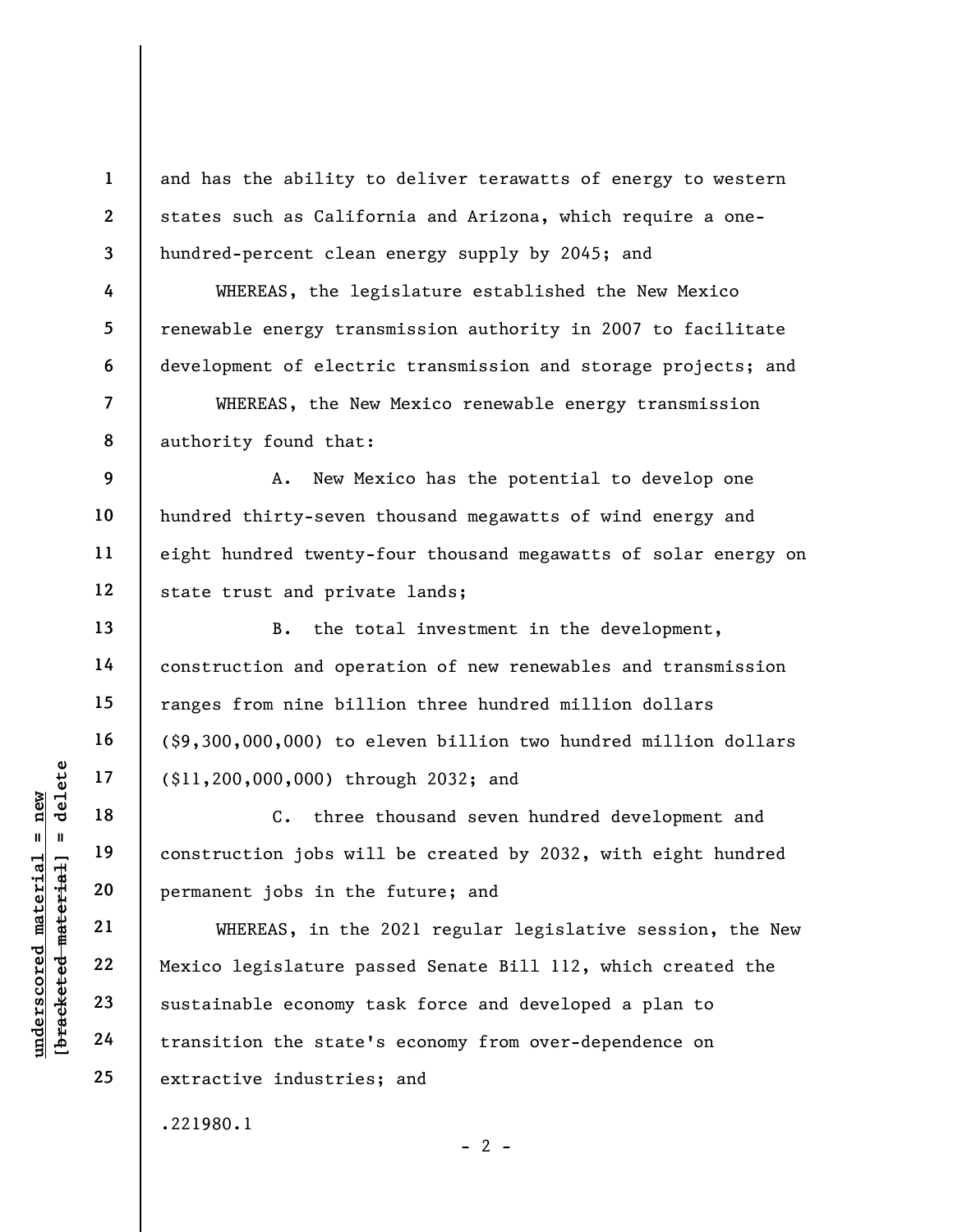and has the ability to deliver terawatts of energy to western states such as California and Arizona, which require a one-hundred-percent clean energy supply by 2045; and

WHEREAS, the legislature established the New Mexico renewable energy transmission authority in 2007 to facilitate development of electric transmission and storage projects; and

WHEREAS, the New Mexico renewable energy transmission authority found that:

A. New Mexico has the potential to develop one hundred thirty-seven thousand megawatts of wind energy and eight hundred twenty-four thousand megawatts of solar energy on state trust and private lands;

B. the total investment in the development, construction and operation of new renewables and transmission ranges from nine billion three hundred million dollars ($9,300,000,000) to eleven billion two hundred million dollars ($11,200,000,000) through 2032; and

C. three thousand seven hundred development and construction jobs will be created by 2032, with eight hundred permanent jobs in the future; and

WHEREAS, in the 2021 regular legislative session, the New Mexico legislature passed Senate Bill 112, which created the sustainable economy task force and developed a plan to transition the state's economy from over-dependence on extractive industries; and

.221980.1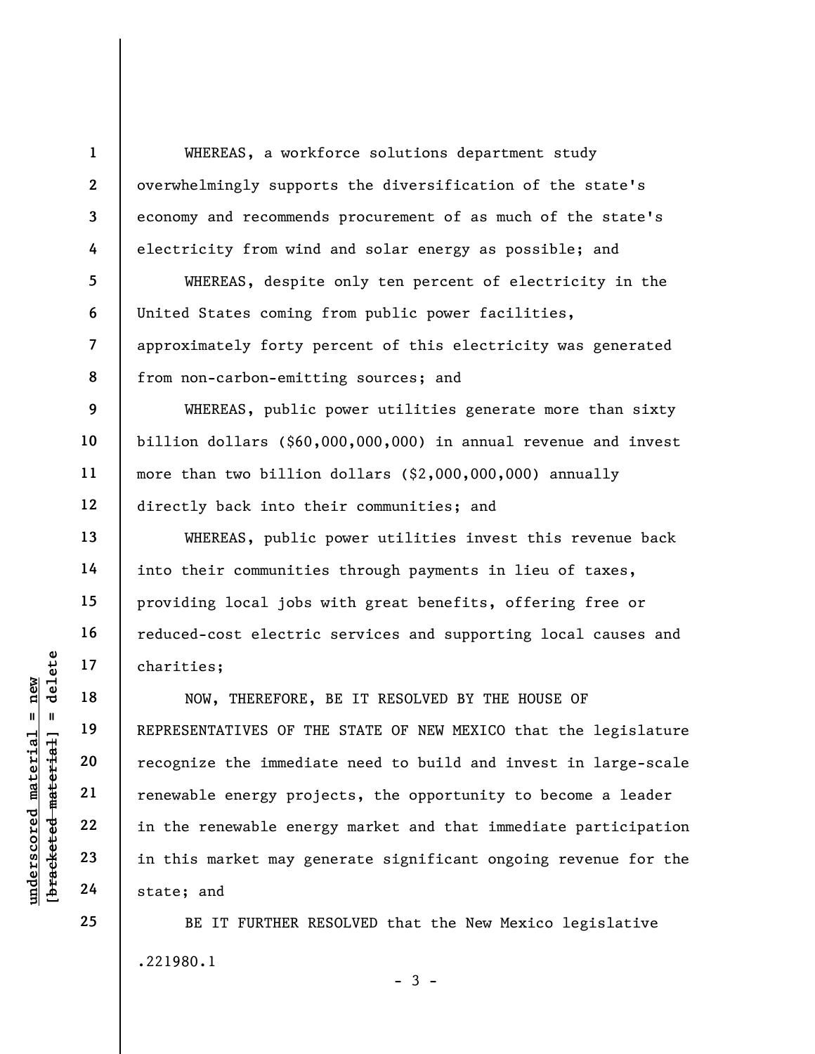WHEREAS, a workforce solutions department study overwhelmingly supports the diversification of the state's economy and recommends procurement of as much of the state's electricity from wind and solar energy as possible; and

WHEREAS, despite only ten percent of electricity in the United States coming from public power facilities, approximately forty percent of this electricity was generated from non-carbon-emitting sources; and

WHEREAS, public power utilities generate more than sixty billion dollars ($60,000,000,000) in annual revenue and invest more than two billion dollars ($2,000,000,000) annually directly back into their communities; and

WHEREAS, public power utilities invest this revenue back into their communities through payments in lieu of taxes, providing local jobs with great benefits, offering free or reduced-cost electric services and supporting local causes and charities;

NOW, THEREFORE, BE IT RESOLVED BY THE HOUSE OF REPRESENTATIVES OF THE STATE OF NEW MEXICO that the legislature recognize the immediate need to build and invest in large-scale renewable energy projects, the opportunity to become a leader in the renewable energy market and that immediate participation in this market may generate significant ongoing revenue for the state; and

BE IT FURTHER RESOLVED that the New Mexico legislative

.221980.1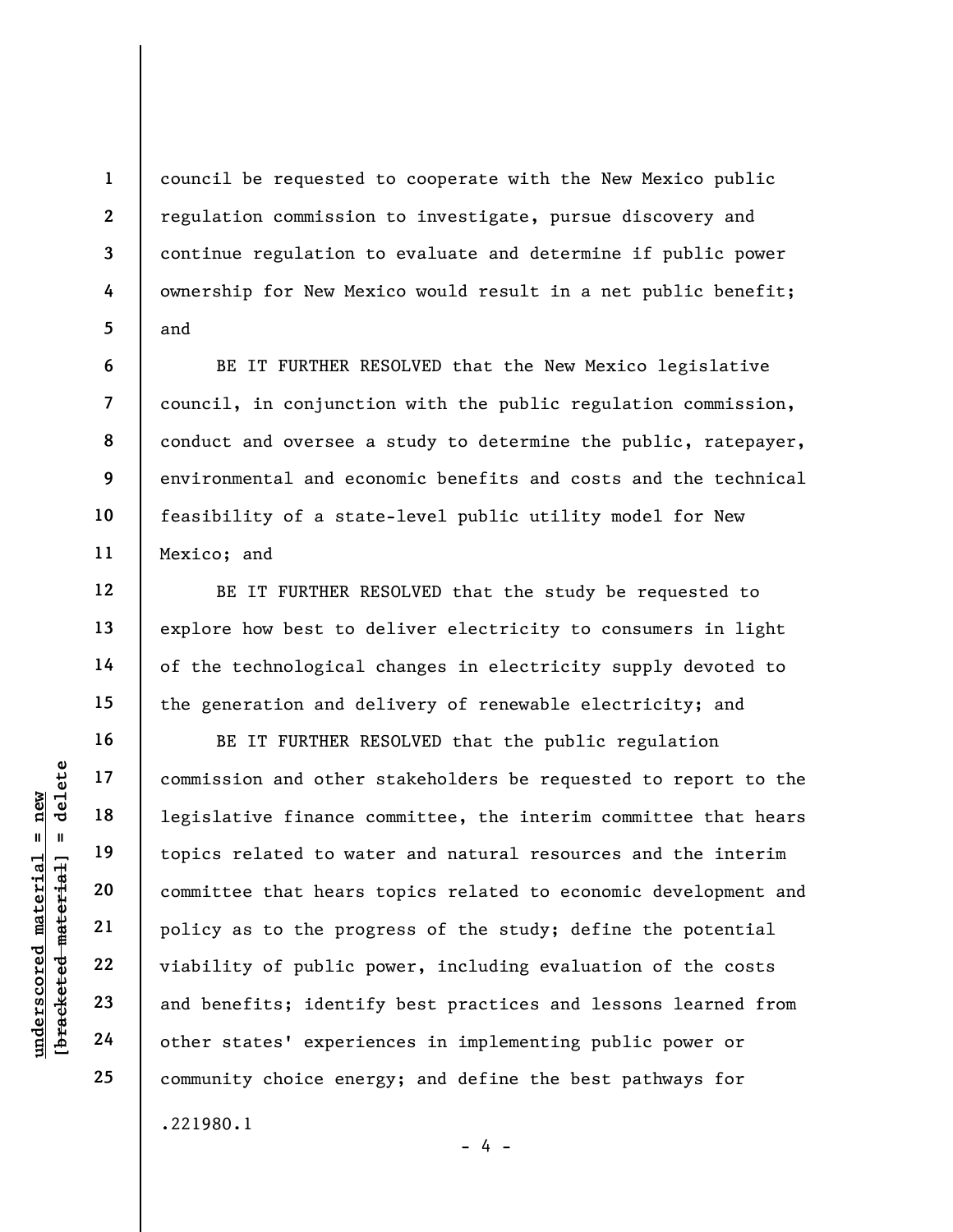council be requested to cooperate with the New Mexico public regulation commission to investigate, pursue discovery and continue regulation to evaluate and determine if public power ownership for New Mexico would result in a net public benefit; and

BE IT FURTHER RESOLVED that the New Mexico legislative council, in conjunction with the public regulation commission, conduct and oversee a study to determine the public, ratepayer, environmental and economic benefits and costs and the technical feasibility of a state-level public utility model for New Mexico; and

BE IT FURTHER RESOLVED that the study be requested to explore how best to deliver electricity to consumers in light of the technological changes in electricity supply devoted to the generation and delivery of renewable electricity; and

BE IT FURTHER RESOLVED that the public regulation commission and other stakeholders be requested to report to the legislative finance committee, the interim committee that hears topics related to water and natural resources and the interim committee that hears topics related to economic development and policy as to the progress of the study; define the potential viability of public power, including evaluation of the costs and benefits; identify best practices and lessons learned from other states' experiences in implementing public power or community choice energy; and define the best pathways for

.221980.1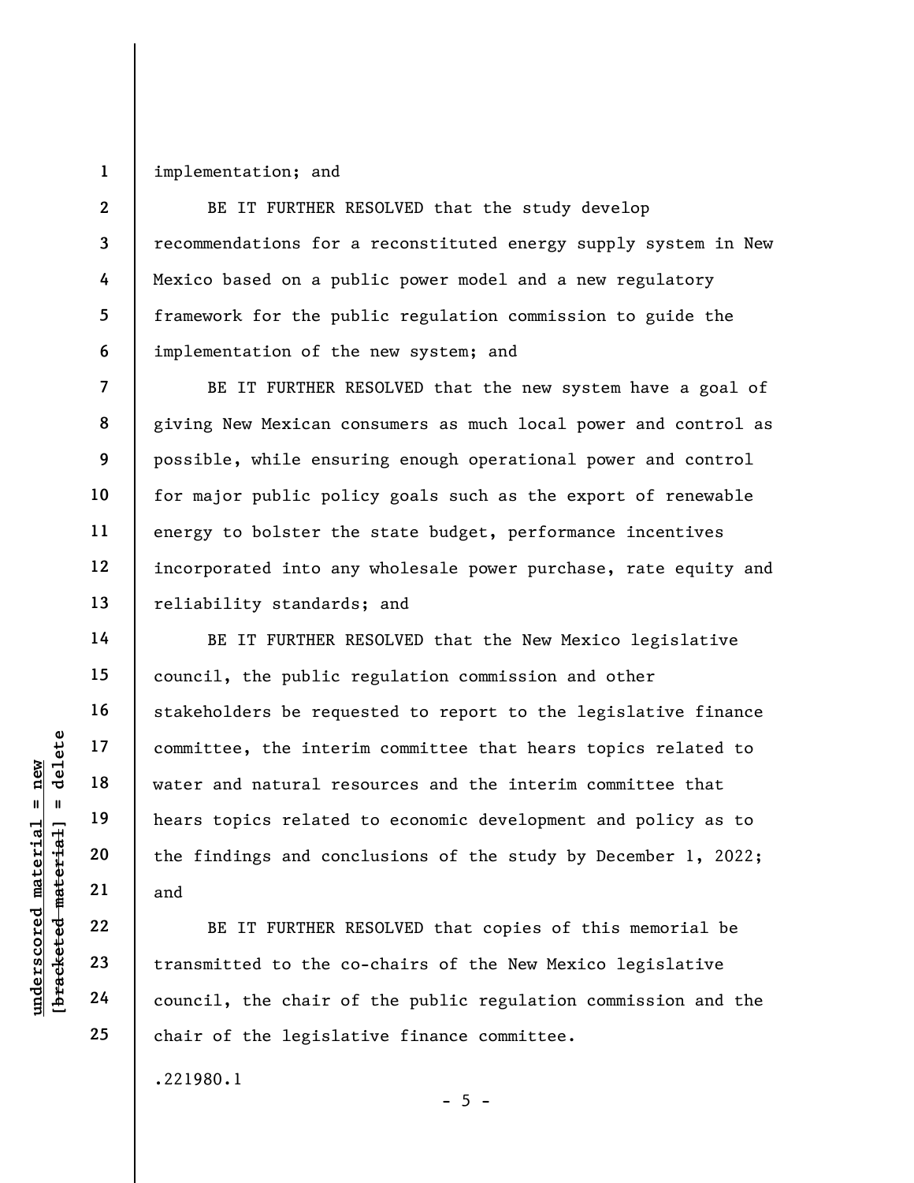implementation; and

BE IT FURTHER RESOLVED that the study develop recommendations for a reconstituted energy supply system in New Mexico based on a public power model and a new regulatory framework for the public regulation commission to guide the implementation of the new system; and

BE IT FURTHER RESOLVED that the new system have a goal of giving New Mexican consumers as much local power and control as possible, while ensuring enough operational power and control for major public policy goals such as the export of renewable energy to bolster the state budget, performance incentives incorporated into any wholesale power purchase, rate equity and reliability standards; and

BE IT FURTHER RESOLVED that the New Mexico legislative council, the public regulation commission and other stakeholders be requested to report to the legislative finance committee, the interim committee that hears topics related to water and natural resources and the interim committee that hears topics related to economic development and policy as to the findings and conclusions of the study by December 1, 2022; and

BE IT FURTHER RESOLVED that copies of this memorial be transmitted to the co-chairs of the New Mexico legislative council, the chair of the public regulation commission and the chair of the legislative finance committee.

.221980.1